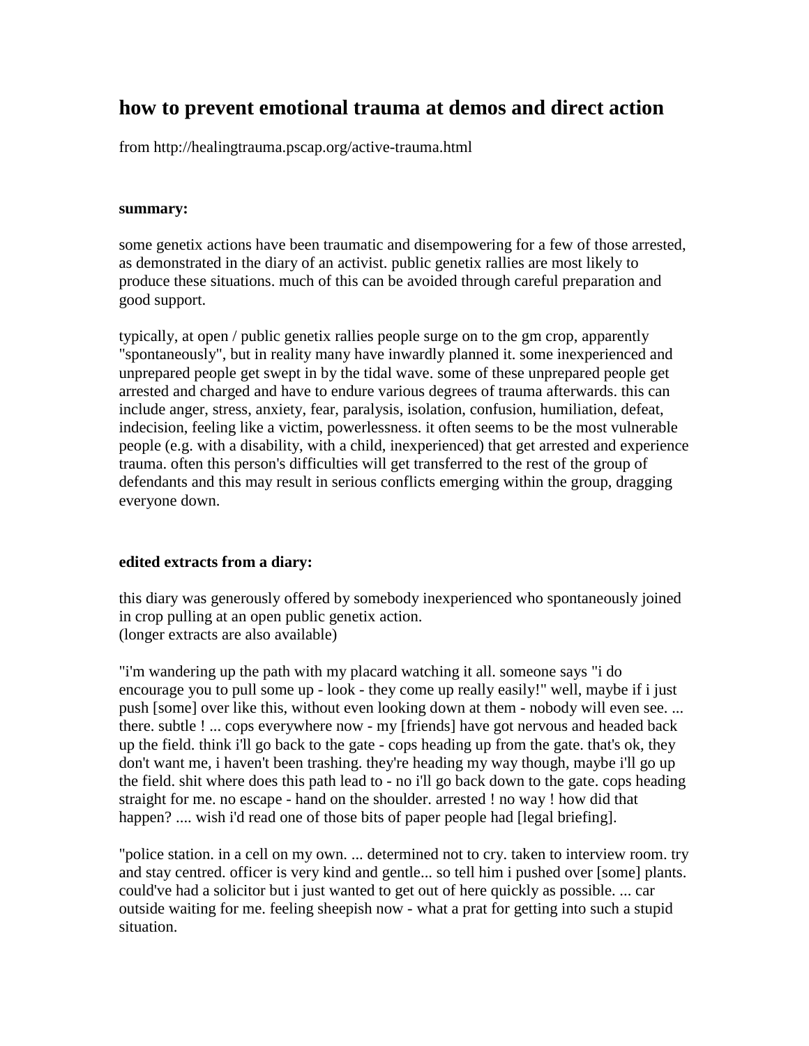# how to prevent emotional trauma at demos and direct action

from http://healingtrauma.pscap.org/active-trauma.html

**summary:**

some genetix actions have been traumatic and disempowering for a few of those arrested, as demonstrated in the diary of an activist. public genetix rallies are most likely to produce these situations. much of this can be avoided through careful preparation and good support.

typically, at open / public genetix rallies people surge on to the gm crop, apparently "spontaneously", but in reality many have inwardly planned it. some inexperienced and unprepared people get swept in by the tidal wave. some of these unprepared people get arrested and charged and have to endure various degrees of trauma afterwards. this can include anger, stress, anxiety, fear, paralysis, isolation, confusion, humiliation, defeat, indecision, feeling like a victim, powerlessness. it often seems to be the most vulnerable people (e.g. with a disability, with a child, inexperienced) that get arrested and experience trauma. often this person's difficulties will get transferred to the rest of the group of defendants and this may result in serious conflicts emerging within the group, dragging everyone down.

**edited extracts from a diary:**

this diary was generously offered by somebody inexperienced who spontaneously joined in crop pulling at an open public genetix action.
(longer extracts are also available)

"i'm wandering up the path with my placard watching it all. someone says "i do encourage you to pull some up - look - they come up really easily!" well, maybe if i just push [some] over like this, without even looking down at them - nobody will even see. ... there. subtle ! ... cops everywhere now - my [friends] have got nervous and headed back up the field. think i'll go back to the gate - cops heading up from the gate. that's ok, they don't want me, i haven't been trashing. they're heading my way though, maybe i'll go up the field. shit where does this path lead to - no i'll go back down to the gate. cops heading straight for me. no escape - hand on the shoulder. arrested ! no way ! how did that happen? .... wish i'd read one of those bits of paper people had [legal briefing].

"police station. in a cell on my own. ... determined not to cry. taken to interview room. try and stay centred. officer is very kind and gentle... so tell him i pushed over [some] plants. could've had a solicitor but i just wanted to get out of here quickly as possible. ... car outside waiting for me. feeling sheepish now - what a prat for getting into such a stupid situation.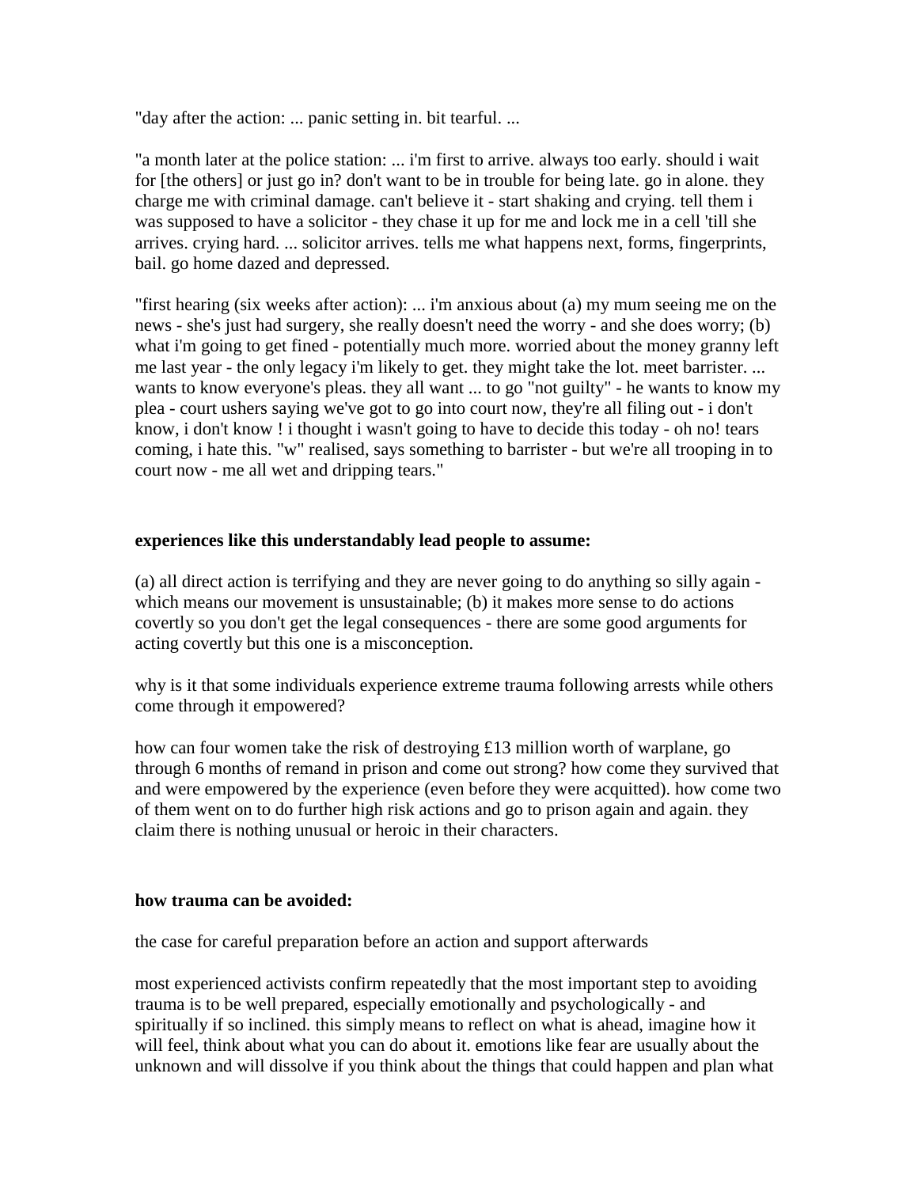"day after the action: ... panic setting in. bit tearful. ...

"a month later at the police station: ... i'm first to arrive. always too early. should i wait for [the others] or just go in? don't want to be in trouble for being late. go in alone. they charge me with criminal damage. can't believe it - start shaking and crying. tell them i was supposed to have a solicitor - they chase it up for me and lock me in a cell 'till she arrives. crying hard. ... solicitor arrives. tells me what happens next, forms, fingerprints, bail. go home dazed and depressed.

"first hearing (six weeks after action): ... i'm anxious about (a) my mum seeing me on the news - she's just had surgery, she really doesn't need the worry - and she does worry; (b) what i'm going to get fined - potentially much more. worried about the money granny left me last year - the only legacy i'm likely to get. they might take the lot. meet barrister. ... wants to know everyone's pleas. they all want ... to go "not guilty" - he wants to know my plea - court ushers saying we've got to go into court now, they're all filing out - i don't know, i don't know ! i thought i wasn't going to have to decide this today - oh no! tears coming, i hate this. "w" realised, says something to barrister - but we're all trooping in to court now - me all wet and dripping tears."

**experiences like this understandably lead people to assume:**

(a) all direct action is terrifying and they are never going to do anything so silly again - which means our movement is unsustainable; (b) it makes more sense to do actions covertly so you don't get the legal consequences - there are some good arguments for acting covertly but this one is a misconception.

why is it that some individuals experience extreme trauma following arrests while others come through it empowered?

how can four women take the risk of destroying £13 million worth of warplane, go through 6 months of remand in prison and come out strong? how come they survived that and were empowered by the experience (even before they were acquitted). how come two of them went on to do further high risk actions and go to prison again and again. they claim there is nothing unusual or heroic in their characters.

**how trauma can be avoided:**

the case for careful preparation before an action and support afterwards

most experienced activists confirm repeatedly that the most important step to avoiding trauma is to be well prepared, especially emotionally and psychologically - and spiritually if so inclined. this simply means to reflect on what is ahead, imagine how it will feel, think about what you can do about it. emotions like fear are usually about the unknown and will dissolve if you think about the things that could happen and plan what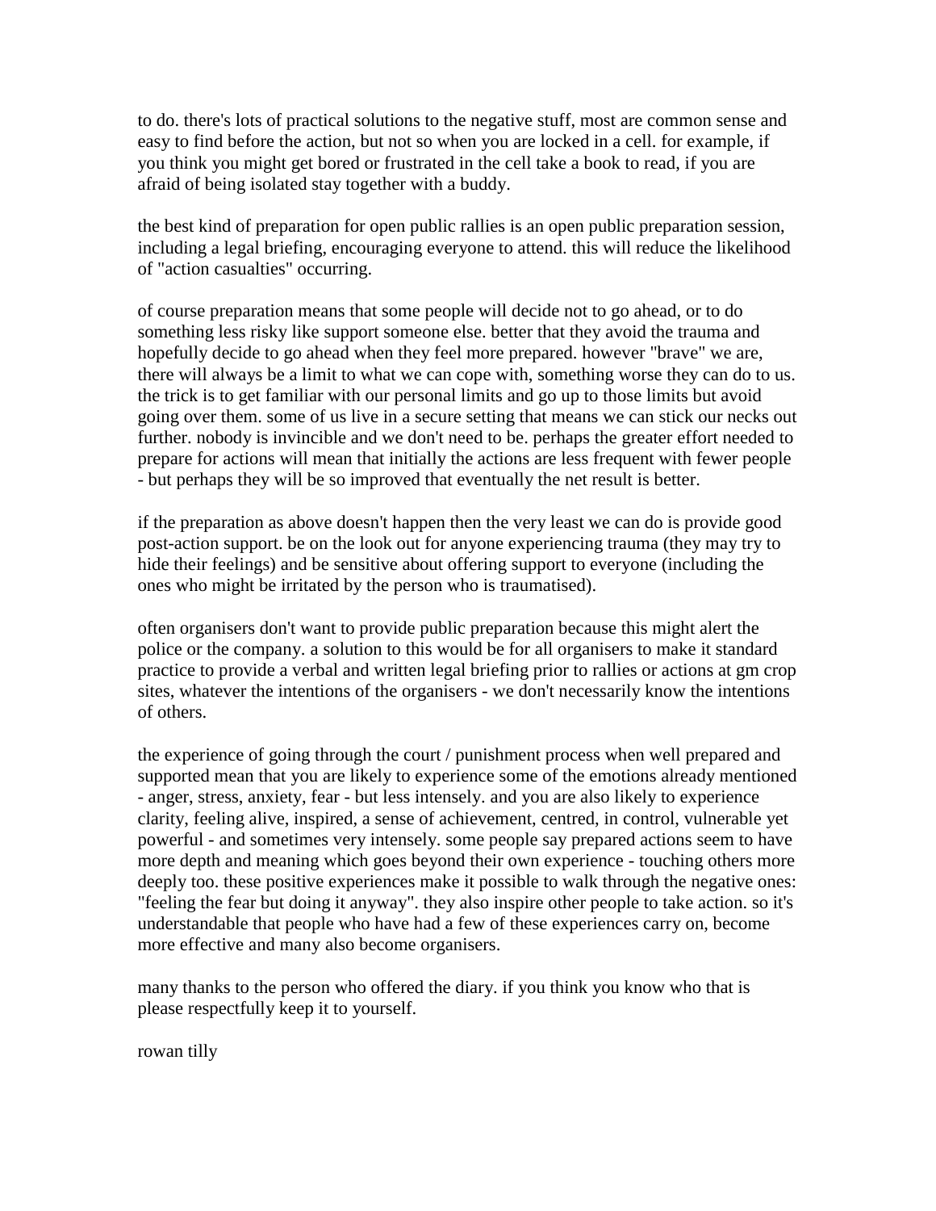to do. there's lots of practical solutions to the negative stuff, most are common sense and easy to find before the action, but not so when you are locked in a cell. for example, if you think you might get bored or frustrated in the cell take a book to read, if you are afraid of being isolated stay together with a buddy.

the best kind of preparation for open public rallies is an open public preparation session, including a legal briefing, encouraging everyone to attend. this will reduce the likelihood of "action casualties" occurring.

of course preparation means that some people will decide not to go ahead, or to do something less risky like support someone else. better that they avoid the trauma and hopefully decide to go ahead when they feel more prepared. however "brave" we are, there will always be a limit to what we can cope with, something worse they can do to us. the trick is to get familiar with our personal limits and go up to those limits but avoid going over them. some of us live in a secure setting that means we can stick our necks out further. nobody is invincible and we don't need to be. perhaps the greater effort needed to prepare for actions will mean that initially the actions are less frequent with fewer people - but perhaps they will be so improved that eventually the net result is better.

if the preparation as above doesn't happen then the very least we can do is provide good post-action support. be on the look out for anyone experiencing trauma (they may try to hide their feelings) and be sensitive about offering support to everyone (including the ones who might be irritated by the person who is traumatised).

often organisers don't want to provide public preparation because this might alert the police or the company. a solution to this would be for all organisers to make it standard practice to provide a verbal and written legal briefing prior to rallies or actions at gm crop sites, whatever the intentions of the organisers - we don't necessarily know the intentions of others.

the experience of going through the court / punishment process when well prepared and supported mean that you are likely to experience some of the emotions already mentioned - anger, stress, anxiety, fear - but less intensely. and you are also likely to experience clarity, feeling alive, inspired, a sense of achievement, centred, in control, vulnerable yet powerful - and sometimes very intensely. some people say prepared actions seem to have more depth and meaning which goes beyond their own experience - touching others more deeply too. these positive experiences make it possible to walk through the negative ones: "feeling the fear but doing it anyway". they also inspire other people to take action. so it's understandable that people who have had a few of these experiences carry on, become more effective and many also become organisers.

many thanks to the person who offered the diary. if you think you know who that is please respectfully keep it to yourself.

rowan tilly